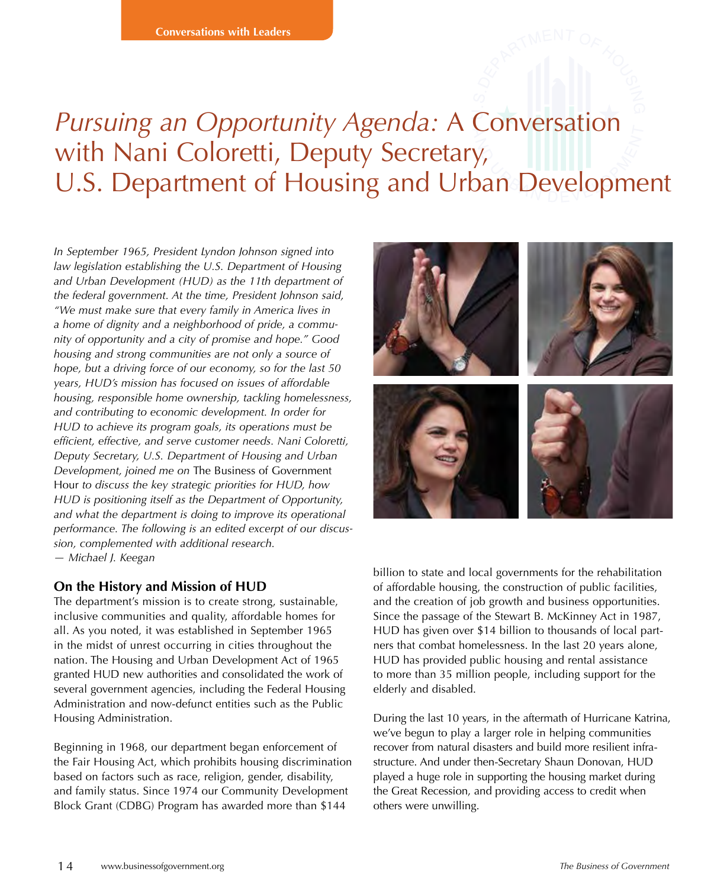Conversations with Leaders

# *Pursuing an Opportunity Agenda:* A Conversation with Nani Coloretti, Deputy Secretary, U.S. Department of Housing and Urban Development

*In September 1965, President Lyndon Johnson signed into law legislation establishing the U.S. Department of Housing and Urban Development (HUD) as the 11th department of the federal government. At the time, President Johnson said, "We must make sure that every family in America lives in a home of dignity and a neighborhood of pride, a community of opportunity and a city of promise and hope." Good housing and strong communities are not only a source of hope, but a driving force of our economy, so for the last 50 years, HUD's mission has focused on issues of affordable housing, responsible home ownership, tackling homelessness, and contributing to economic development. In order for HUD to achieve its program goals, its operations must be efficient, effective, and serve customer needs. Nani Coloretti, Deputy Secretary, U.S. Department of Housing and Urban Development, joined me on* The Business of Government Hour *to discuss the key strategic priorities for HUD, how HUD is positioning itself as the Department of Opportunity, and what the department is doing to improve its operational performance. The following is an edited excerpt of our discussion, complemented with additional research.*
*— Michael J. Keegan*

### On the History and Mission of HUD

The department's mission is to create strong, sustainable, inclusive communities and quality, affordable homes for all. As you noted, it was established in September 1965 in the midst of unrest occurring in cities throughout the nation. The Housing and Urban Development Act of 1965 granted HUD new authorities and consolidated the work of several government agencies, including the Federal Housing Administration and now-defunct entities such as the Public Housing Administration.

Beginning in 1968, our department began enforcement of the Fair Housing Act, which prohibits housing discrimination based on factors such as race, religion, gender, disability, and family status. Since 1974 our Community Development Block Grant (CDBG) Program has awarded more than $144 billion to state and local governments for the rehabilitation of affordable housing, the construction of public facilities, and the creation of job growth and business opportunities. Since the passage of the Stewart B. McKinney Act in 1987, HUD has given over $14 billion to thousands of local partners that combat homelessness. In the last 20 years alone, HUD has provided public housing and rental assistance to more than 35 million people, including support for the elderly and disabled.

During the last 10 years, in the aftermath of Hurricane Katrina, we've begun to play a larger role in helping communities recover from natural disasters and build more resilient infrastructure. And under then-Secretary Shaun Donovan, HUD played a huge role in supporting the housing market during the Great Recession, and providing access to credit when others were unwilling.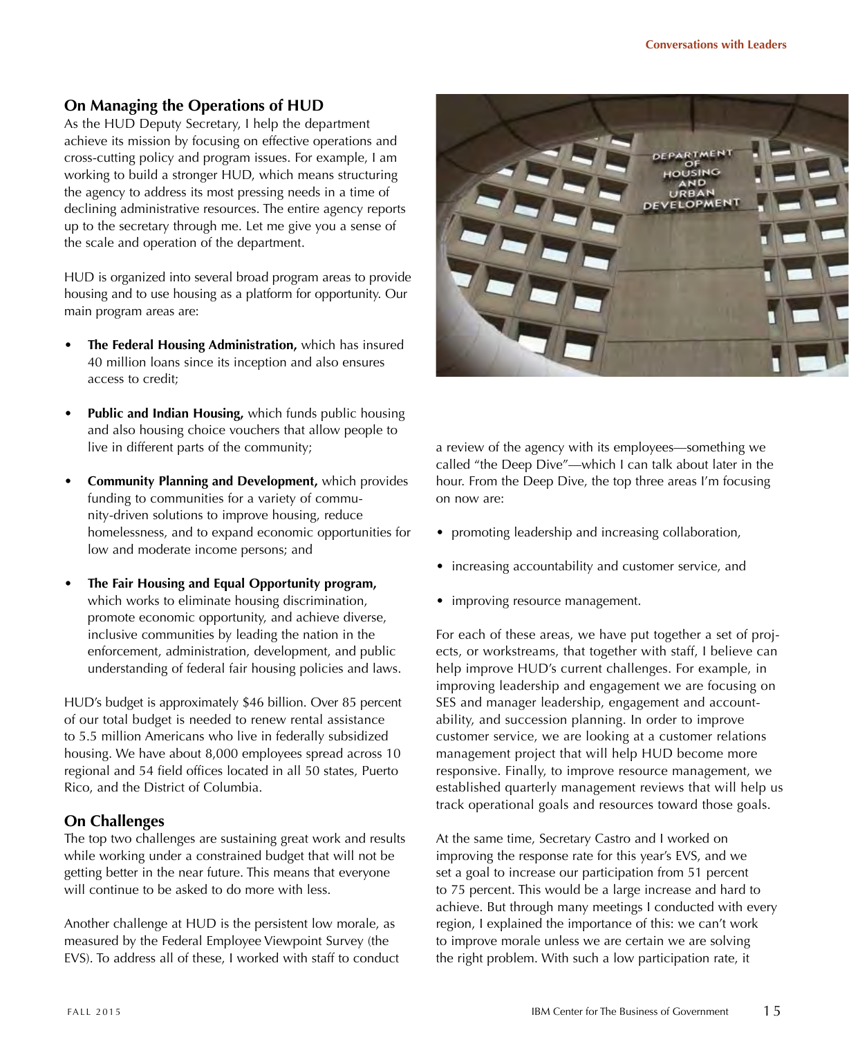## On Managing the Operations of HUD

As the HUD Deputy Secretary, I help the department achieve its mission by focusing on effective operations and cross-cutting policy and program issues. For example, I am working to build a stronger HUD, which means structuring the agency to address its most pressing needs in a time of declining administrative resources. The entire agency reports up to the secretary through me. Let me give you a sense of the scale and operation of the department.

HUD is organized into several broad program areas to provide housing and to use housing as a platform for opportunity. Our main program areas are:

- **The Federal Housing Administration,** which has insured 40 million loans since its inception and also ensures access to credit;
- **Public and Indian Housing,** which funds public housing and also housing choice vouchers that allow people to live in different parts of the community;
- **Community Planning and Development,** which provides funding to communities for a variety of community-driven solutions to improve housing, reduce homelessness, and to expand economic opportunities for low and moderate income persons; and
- **The Fair Housing and Equal Opportunity program,** which works to eliminate housing discrimination, promote economic opportunity, and achieve diverse, inclusive communities by leading the nation in the enforcement, administration, development, and public understanding of federal fair housing policies and laws.

HUD's budget is approximately $46 billion. Over 85 percent of our total budget is needed to renew rental assistance to 5.5 million Americans who live in federally subsidized housing. We have about 8,000 employees spread across 10 regional and 54 field offices located in all 50 states, Puerto Rico, and the District of Columbia.

## On Challenges

The top two challenges are sustaining great work and results while working under a constrained budget that will not be getting better in the near future. This means that everyone will continue to be asked to do more with less.

Another challenge at HUD is the persistent low morale, as measured by the Federal Employee Viewpoint Survey (the EVS). To address all of these, I worked with staff to conduct a review of the agency with its employees—something we called "the Deep Dive"—which I can talk about later in the hour. From the Deep Dive, the top three areas I'm focusing on now are:

- promoting leadership and increasing collaboration,
- increasing accountability and customer service, and
- improving resource management.

For each of these areas, we have put together a set of projects, or workstreams, that together with staff, I believe can help improve HUD's current challenges. For example, in improving leadership and engagement we are focusing on SES and manager leadership, engagement and accountability, and succession planning. In order to improve customer service, we are looking at a customer relations management project that will help HUD become more responsive. Finally, to improve resource management, we established quarterly management reviews that will help us track operational goals and resources toward those goals.

At the same time, Secretary Castro and I worked on improving the response rate for this year's EVS, and we set a goal to increase our participation from 51 percent to 75 percent. This would be a large increase and hard to achieve. But through many meetings I conducted with every region, I explained the importance of this: we can't work to improve morale unless we are certain we are solving the right problem. With such a low participation rate, it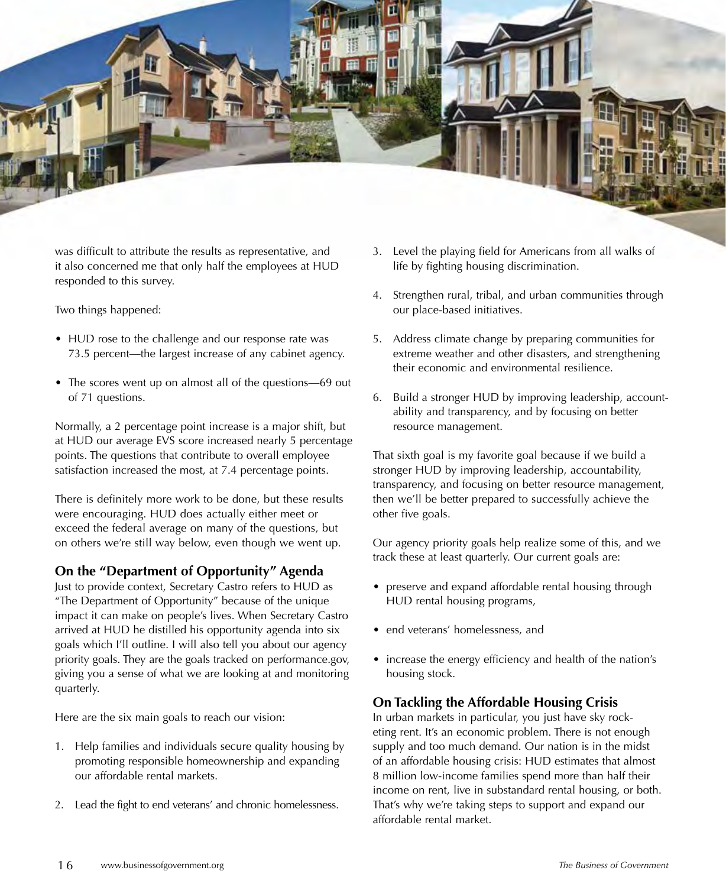was difficult to attribute the results as representative, and it also concerned me that only half the employees at HUD responded to this survey.

Two things happened:

- HUD rose to the challenge and our response rate was 73.5 percent—the largest increase of any cabinet agency.
- The scores went up on almost all of the questions—69 out of 71 questions.

Normally, a 2 percentage point increase is a major shift, but at HUD our average EVS score increased nearly 5 percentage points. The questions that contribute to overall employee satisfaction increased the most, at 7.4 percentage points.

There is definitely more work to be done, but these results were encouraging. HUD does actually either meet or exceed the federal average on many of the questions, but on others we're still way below, even though we went up.

### On the "Department of Opportunity" Agenda

Just to provide context, Secretary Castro refers to HUD as "The Department of Opportunity" because of the unique impact it can make on people's lives. When Secretary Castro arrived at HUD he distilled his opportunity agenda into six goals which I'll outline. I will also tell you about our agency priority goals. They are the goals tracked on performance.gov, giving you a sense of what we are looking at and monitoring quarterly.

Here are the six main goals to reach our vision:

1. Help families and individuals secure quality housing by promoting responsible homeownership and expanding our affordable rental markets.
2. Lead the fight to end veterans' and chronic homelessness.
3. Level the playing field for Americans from all walks of life by fighting housing discrimination.
4. Strengthen rural, tribal, and urban communities through our place-based initiatives.
5. Address climate change by preparing communities for extreme weather and other disasters, and strengthening their economic and environmental resilience.
6. Build a stronger HUD by improving leadership, accountability and transparency, and by focusing on better resource management.

That sixth goal is my favorite goal because if we build a stronger HUD by improving leadership, accountability, transparency, and focusing on better resource management, then we'll be better prepared to successfully achieve the other five goals.

Our agency priority goals help realize some of this, and we track these at least quarterly. Our current goals are:

- preserve and expand affordable rental housing through HUD rental housing programs,
- end veterans' homelessness, and
- increase the energy efficiency and health of the nation's housing stock.

### On Tackling the Affordable Housing Crisis

In urban markets in particular, you just have sky rocketing rent. It's an economic problem. There is not enough supply and too much demand. Our nation is in the midst of an affordable housing crisis: HUD estimates that almost 8 million low-income families spend more than half their income on rent, live in substandard rental housing, or both. That's why we're taking steps to support and expand our affordable rental market.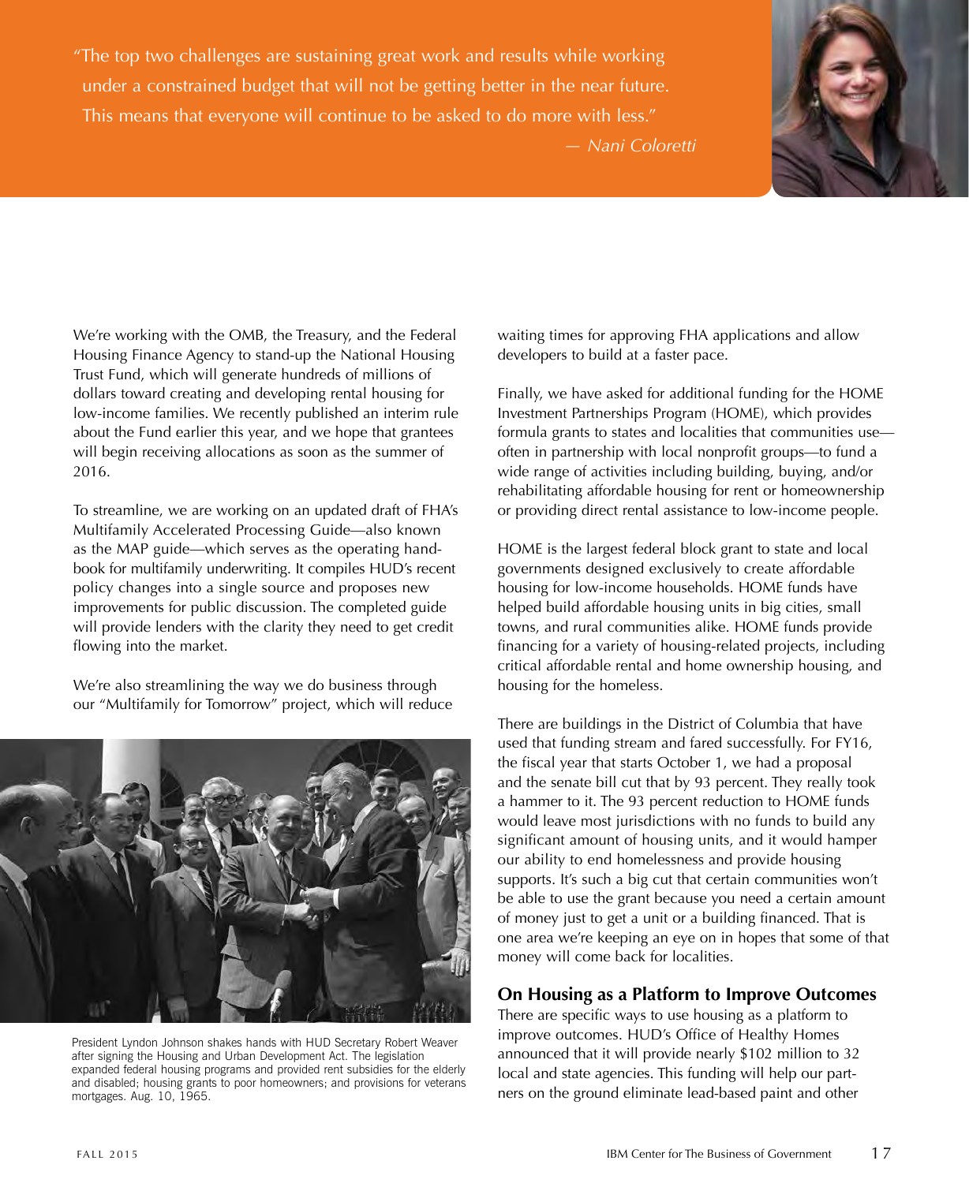> "The top two challenges are sustaining great work and results while working under a constrained budget that will not be getting better in the near future. This means that everyone will continue to be asked to do more with less."
>
> *— Nani Coloretti*

We're working with the OMB, the Treasury, and the Federal Housing Finance Agency to stand-up the National Housing Trust Fund, which will generate hundreds of millions of dollars toward creating and developing rental housing for low-income families. We recently published an interim rule about the Fund earlier this year, and we hope that grantees will begin receiving allocations as soon as the summer of 2016.

To streamline, we are working on an updated draft of FHA's Multifamily Accelerated Processing Guide—also known as the MAP guide—which serves as the operating handbook for multifamily underwriting. It compiles HUD's recent policy changes into a single source and proposes new improvements for public discussion. The completed guide will provide lenders with the clarity they need to get credit flowing into the market.

We're also streamlining the way we do business through our "Multifamily for Tomorrow" project, which will reduce waiting times for approving FHA applications and allow developers to build at a faster pace.

President Lyndon Johnson shakes hands with HUD Secretary Robert Weaver after signing the Housing and Urban Development Act. The legislation expanded federal housing programs and provided rent subsidies for the elderly and disabled; housing grants to poor homeowners; and provisions for veterans mortgages. Aug. 10, 1965.

Finally, we have asked for additional funding for the HOME Investment Partnerships Program (HOME), which provides formula grants to states and localities that communities use—often in partnership with local nonprofit groups—to fund a wide range of activities including building, buying, and/or rehabilitating affordable housing for rent or homeownership or providing direct rental assistance to low-income people.

HOME is the largest federal block grant to state and local governments designed exclusively to create affordable housing for low-income households. HOME funds have helped build affordable housing units in big cities, small towns, and rural communities alike. HOME funds provide financing for a variety of housing-related projects, including critical affordable rental and home ownership housing, and housing for the homeless.

There are buildings in the District of Columbia that have used that funding stream and fared successfully. For FY16, the fiscal year that starts October 1, we had a proposal and the senate bill cut that by 93 percent. They really took a hammer to it. The 93 percent reduction to HOME funds would leave most jurisdictions with no funds to build any significant amount of housing units, and it would hamper our ability to end homelessness and provide housing supports. It's such a big cut that certain communities won't be able to use the grant because you need a certain amount of money just to get a unit or a building financed. That is one area we're keeping an eye on in hopes that some of that money will come back for localities.

## On Housing as a Platform to Improve Outcomes

There are specific ways to use housing as a platform to improve outcomes. HUD's Office of Healthy Homes announced that it will provide nearly $102 million to 32 local and state agencies. This funding will help our partners on the ground eliminate lead-based paint and other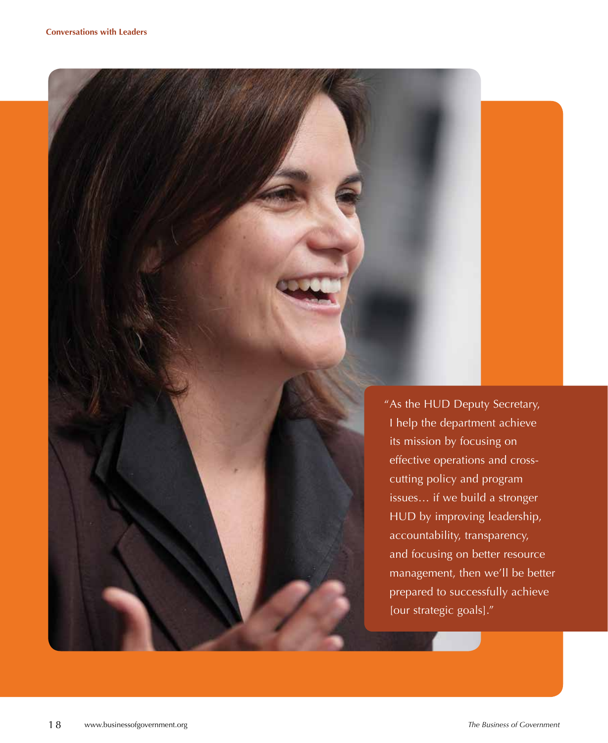"As the HUD Deputy Secretary, I help the department achieve its mission by focusing on effective operations and cross-cutting policy and program issues… if we build a stronger HUD by improving leadership, accountability, transparency, and focusing on better resource management, then we'll be better prepared to successfully achieve [our strategic goals]."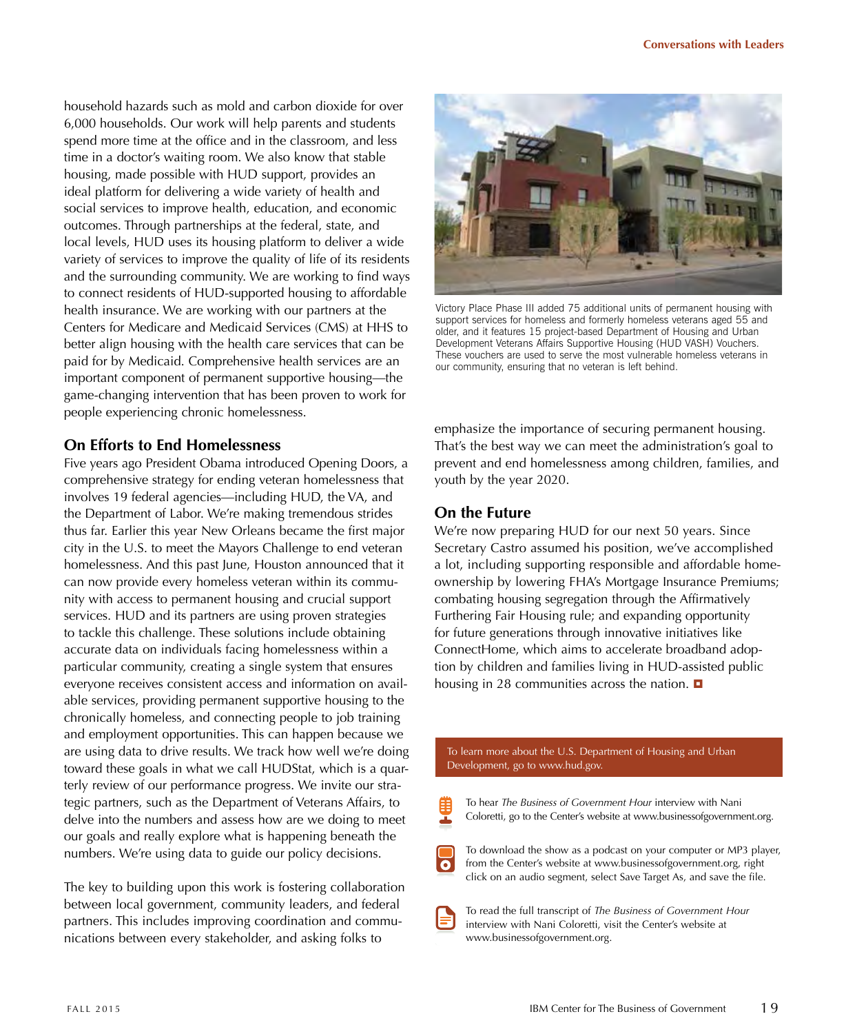household hazards such as mold and carbon dioxide for over 6,000 households. Our work will help parents and students spend more time at the office and in the classroom, and less time in a doctor's waiting room. We also know that stable housing, made possible with HUD support, provides an ideal platform for delivering a wide variety of health and social services to improve health, education, and economic outcomes. Through partnerships at the federal, state, and local levels, HUD uses its housing platform to deliver a wide variety of services to improve the quality of life of its residents and the surrounding community. We are working to find ways to connect residents of HUD-supported housing to affordable health insurance. We are working with our partners at the Centers for Medicare and Medicaid Services (CMS) at HHS to better align housing with the health care services that can be paid for by Medicaid. Comprehensive health services are an important component of permanent supportive housing—the game-changing intervention that has been proven to work for people experiencing chronic homelessness.

## On Efforts to End Homelessness

Five years ago President Obama introduced Opening Doors, a comprehensive strategy for ending veteran homelessness that involves 19 federal agencies—including HUD, the VA, and the Department of Labor. We're making tremendous strides thus far. Earlier this year New Orleans became the first major city in the U.S. to meet the Mayors Challenge to end veteran homelessness. And this past June, Houston announced that it can now provide every homeless veteran within its community with access to permanent housing and crucial support services. HUD and its partners are using proven strategies to tackle this challenge. These solutions include obtaining accurate data on individuals facing homelessness within a particular community, creating a single system that ensures everyone receives consistent access and information on available services, providing permanent supportive housing to the chronically homeless, and connecting people to job training and employment opportunities. This can happen because we are using data to drive results. We track how well we're doing toward these goals in what we call HUDStat, which is a quarterly review of our performance progress. We invite our strategic partners, such as the Department of Veterans Affairs, to delve into the numbers and assess how are we doing to meet our goals and really explore what is happening beneath the numbers. We're using data to guide our policy decisions.

The key to building upon this work is fostering collaboration between local government, community leaders, and federal partners. This includes improving coordination and communications between every stakeholder, and asking folks to emphasize the importance of securing permanent housing. That's the best way we can meet the administration's goal to prevent and end homelessness among children, families, and youth by the year 2020.

Victory Place Phase III added 75 additional units of permanent housing with support services for homeless and formerly homeless veterans aged 55 and older, and it features 15 project-based Department of Housing and Urban Development Veterans Affairs Supportive Housing (HUD VASH) Vouchers. These vouchers are used to serve the most vulnerable homeless veterans in our community, ensuring that no veteran is left behind.

## On the Future

We're now preparing HUD for our next 50 years. Since Secretary Castro assumed his position, we've accomplished a lot, including supporting responsible and affordable homeownership by lowering FHA's Mortgage Insurance Premiums; combating housing segregation through the Affirmatively Furthering Fair Housing rule; and expanding opportunity for future generations through innovative initiatives like ConnectHome, which aims to accelerate broadband adoption by children and families living in HUD-assisted public housing in 28 communities across the nation. ◘

To learn more about the U.S. Department of Housing and Urban Development, go to www.hud.gov.

To hear *The Business of Government Hour* interview with Nani Coloretti, go to the Center's website at www.businessofgovernment.org.

To download the show as a podcast on your computer or MP3 player, from the Center's website at www.businessofgovernment.org, right click on an audio segment, select Save Target As, and save the file.

To read the full transcript of *The Business of Government Hour* interview with Nani Coloretti, visit the Center's website at www.businessofgovernment.org.